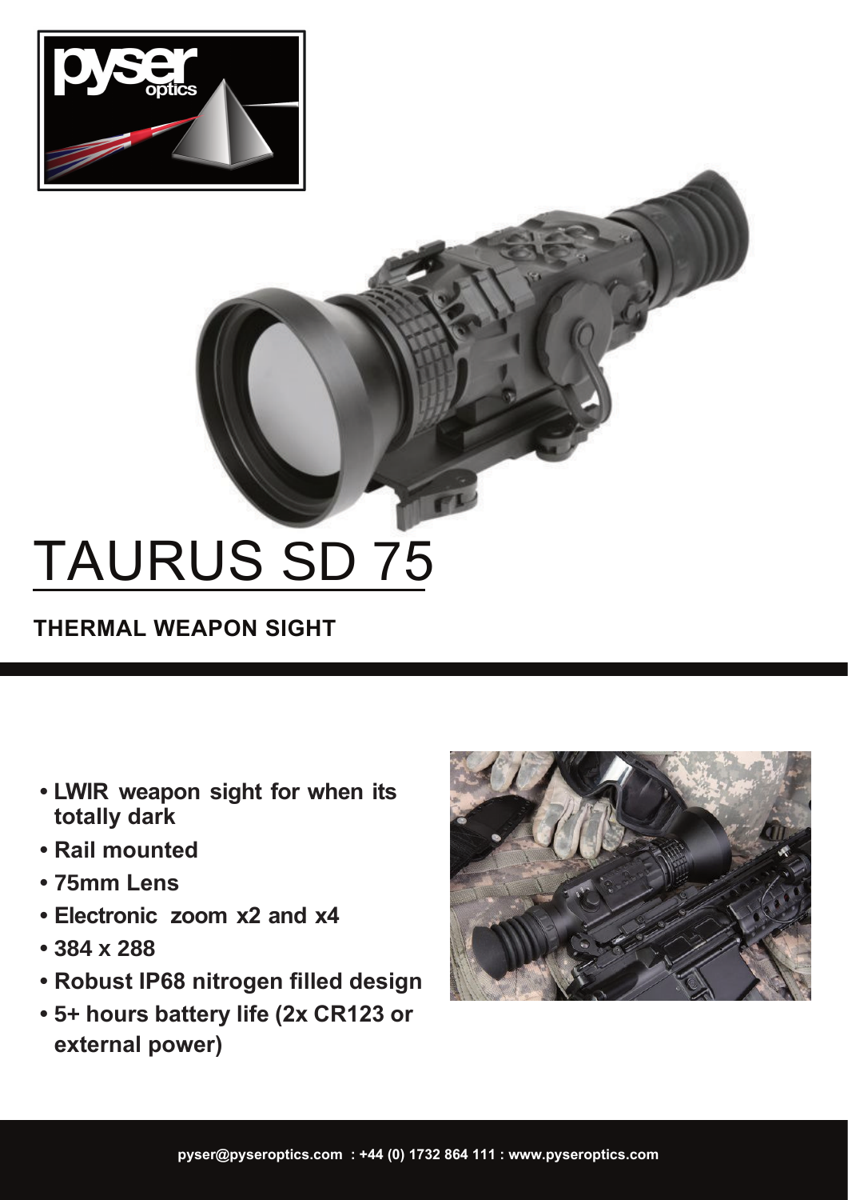# TAURUS SD 75

## THERMAL WEAPON SIGHT

- **LWIR weapon sight for when its totally dark**
- **Rail mounted**
- **75mm Lens**
- **Electronic zoom x2 and x4**
- **384 x 288**
- **Robust IP68 nitrogen filled design**
- **5+ hours battery life (2x CR123 or external power)**

**pyser@pyseroptics.com : +44 (0) 1732 864 111 : www.pyseroptics.com**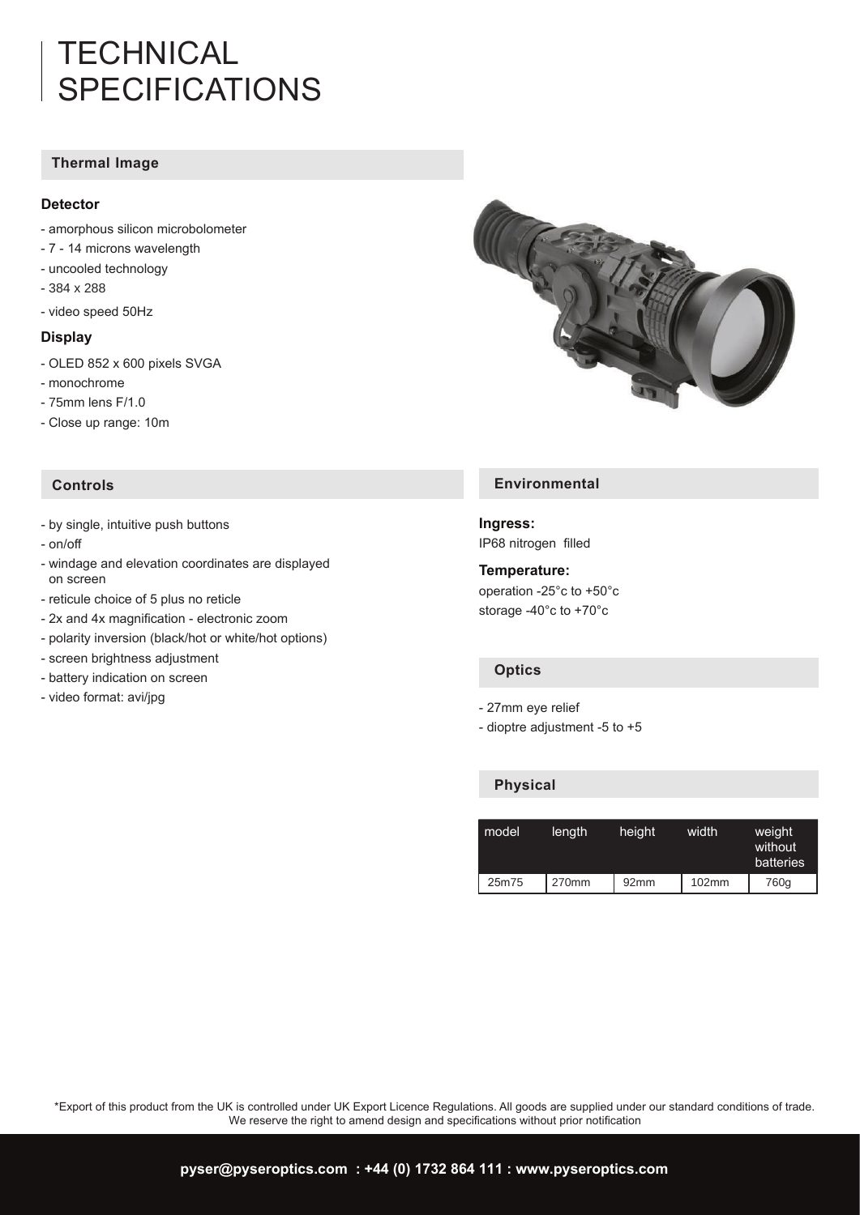# TECHNICAL SPECIFICATIONS

## Thermal Image

### Detector

- amorphous silicon microbolometer
- 7 - 14 microns wavelength
- uncooled technology
- 384 x 288
- video speed 50Hz

### Display

- OLED 852 x 600 pixels SVGA
- monochrome
- 75mm lens F/1.0
- Close up range: 10m

## Controls

- by single, intuitive push buttons
- on/off
- windage and elevation coordinates are displayed on screen
- reticule choice of 5 plus no reticle
- 2x and 4x magnification - electronic zoom
- polarity inversion (black/hot or white/hot options)
- screen brightness adjustment
- battery indication on screen
- video format: avi/jpg

## Environmental

**Ingress:**
IP68 nitrogen filled

**Temperature:**
operation -25°c to +50°c
storage -40°c to +70°c

## Optics

- 27mm eye relief
- dioptre adjustment -5 to +5

## Physical

| model | length | height | width | weight without batteries |
|---|---|---|---|---|
| 25m75 | 270mm | 92mm | 102mm | 760g |

\*Export of this product from the UK is controlled under UK Export Licence Regulations. All goods are supplied under our standard conditions of trade. We reserve the right to amend design and specifications without prior notification

**pyser@pyseroptics.com : +44 (0) 1732 864 111 : www.pyseroptics.com**